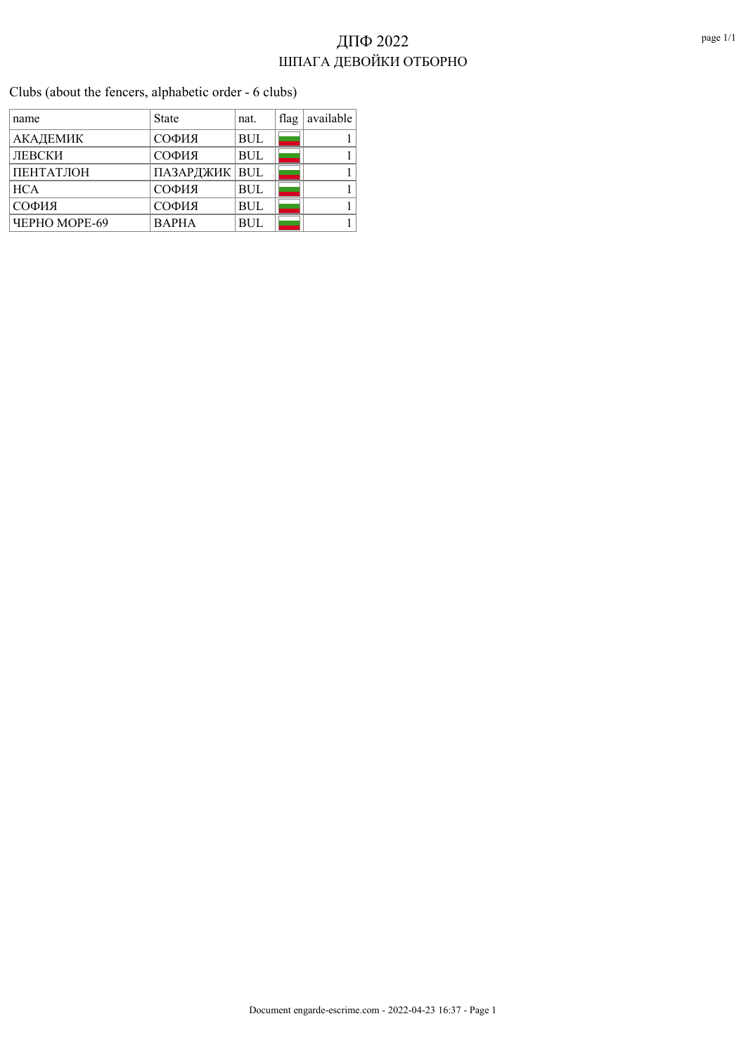# ДПФ 2022

## ШПАГА ДЕВОЙКИ ОТБОРНО

Clubs (about the fencers, alphabetic order - 6 clubs)

| name | State | nat. | flag | available |
|---|---|---|---|---|
| АКАДЕМИК | СОФИЯ | BUL | | 1 |
| ЛЕВСКИ | СОФИЯ | BUL | | 1 |
| ПЕНТАТЛОН | ПАЗАРДЖИК | BUL | | 1 |
| НСА | СОФИЯ | BUL | | 1 |
| СОФИЯ | СОФИЯ | BUL | | 1 |
| ЧЕРНО МОРЕ-69 | ВАРНА | BUL | | 1 |

Document engarde-escrime.com - 2022-04-23 16:37 - Page 1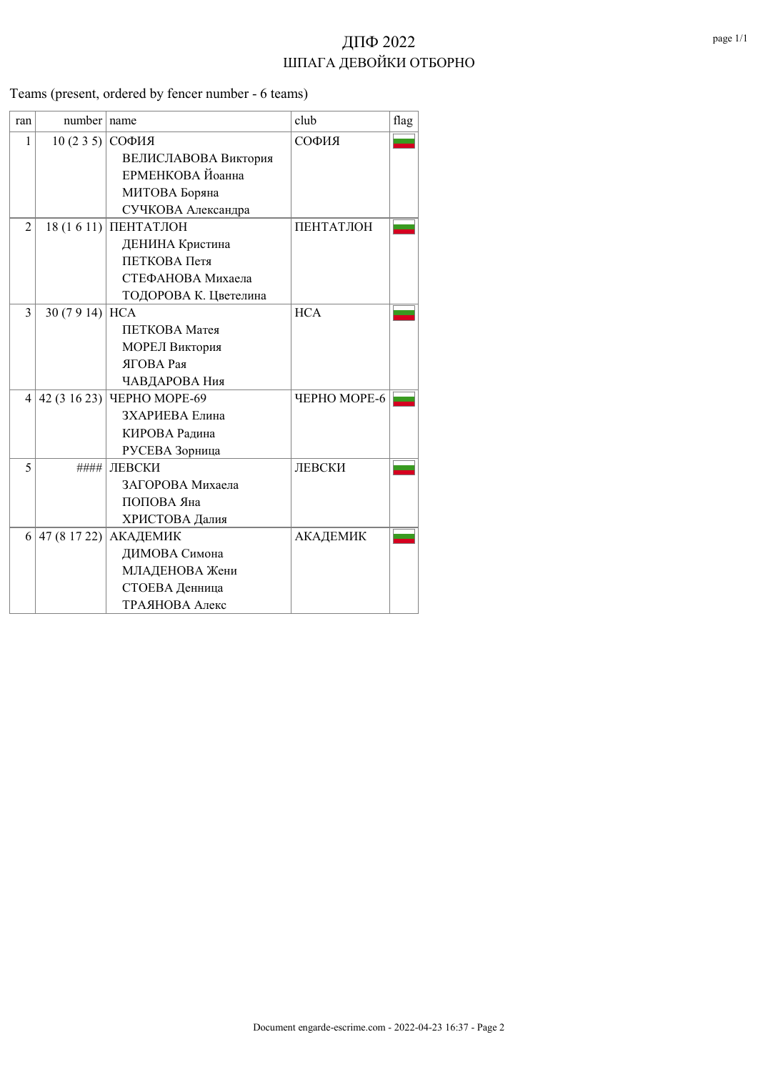# ДПФ 2022

## ШПАГА ДЕВОЙКИ ОТБОРНО

Teams (present, ordered by fencer number - 6 teams)

| ran | number | name | club | flag |
|---|---|---|---|---|
| 1 | 10 (2 3 5) | СОФИЯ | СОФИЯ | |
| | | ВЕЛИСЛАВОВА Виктория | | |
| | | ЕРМЕНКОВА Йоанна | | |
| | | МИТОВА Боряна | | |
| | | СУЧКОВА Александра | | |
| 2 | 18 (1 6 11) | ПЕНТАТЛОН | ПЕНТАТЛОН | |
| | | ДЕНИНА Кристина | | |
| | | ПЕТКОВА Петя | | |
| | | СТЕФАНОВА Михаела | | |
| | | ТОДОРОВА К. Цветелина | | |
| 3 | 30 (7 9 14) | НСА | НСА | |
| | | ПЕТКОВА Матея | | |
| | | МОРЕЛ Виктория | | |
| | | ЯГОВА Рая | | |
| | | ЧАВДАРОВА Ния | | |
| 4 | 42 (3 16 23) | ЧЕРНО МОРЕ-69 | ЧЕРНО МОРЕ-6 | |
| | | ЗХАРИЕВА Елина | | |
| | | КИРОВА Радина | | |
| | | РУСЕВА Зорница | | |
| 5 | #### | ЛЕВСКИ | ЛЕВСКИ | |
| | | ЗАГОРОВА Михаела | | |
| | | ПОПОВА Яна | | |
| | | ХРИСТОВА Далия | | |
| 6 | 47 (8 17 22) | АКАДЕМИК | АКАДЕМИК | |
| | | ДИМОВА Симона | | |
| | | МЛАДЕНОВА Жени | | |
| | | СТОЕВА Денница | | |
| | | ТРАЯНОВА Алекс | | |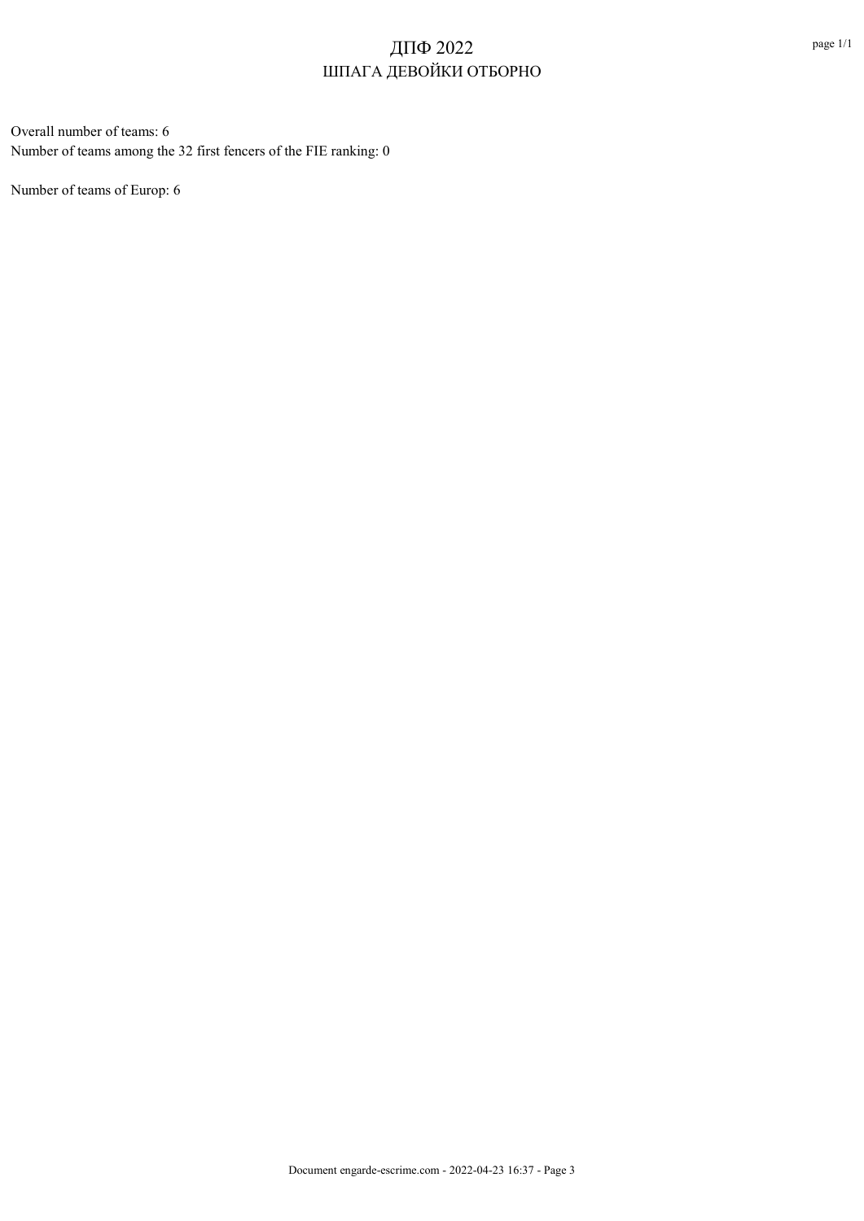# ДПФ 2022
## ШПАГА ДЕВОЙКИ ОТБОРНО

Overall number of teams: 6
Number of teams among the 32 first fencers of the FIE ranking: 0

Number of teams of Europ: 6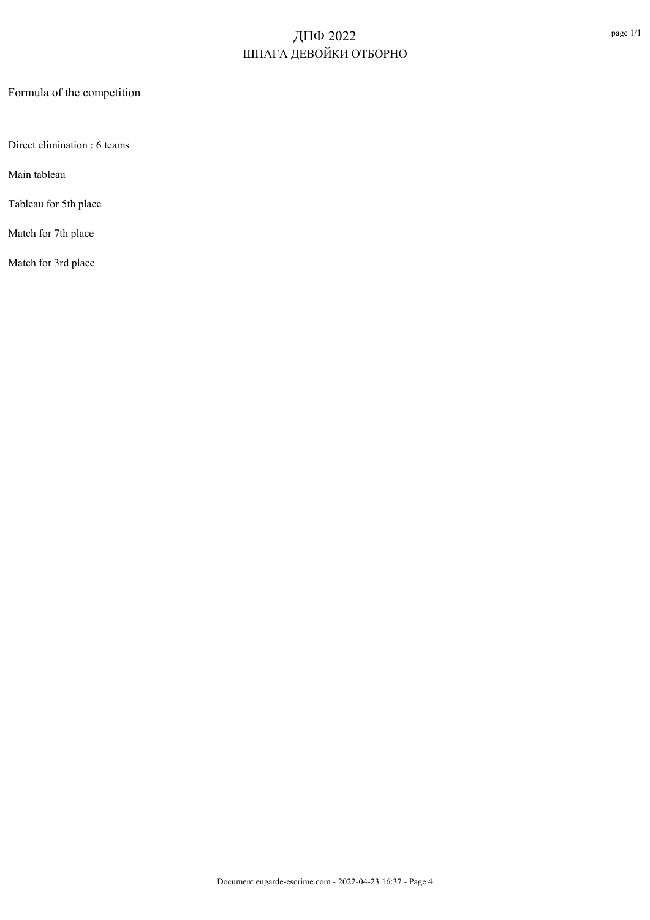# ДПФ 2022

## ШПАГА ДЕВОЙКИ ОТБОРНО

Formula of the competition

---

Direct elimination : 6 teams

Main tableau

Tableau for 5th place

Match for 7th place

Match for 3rd place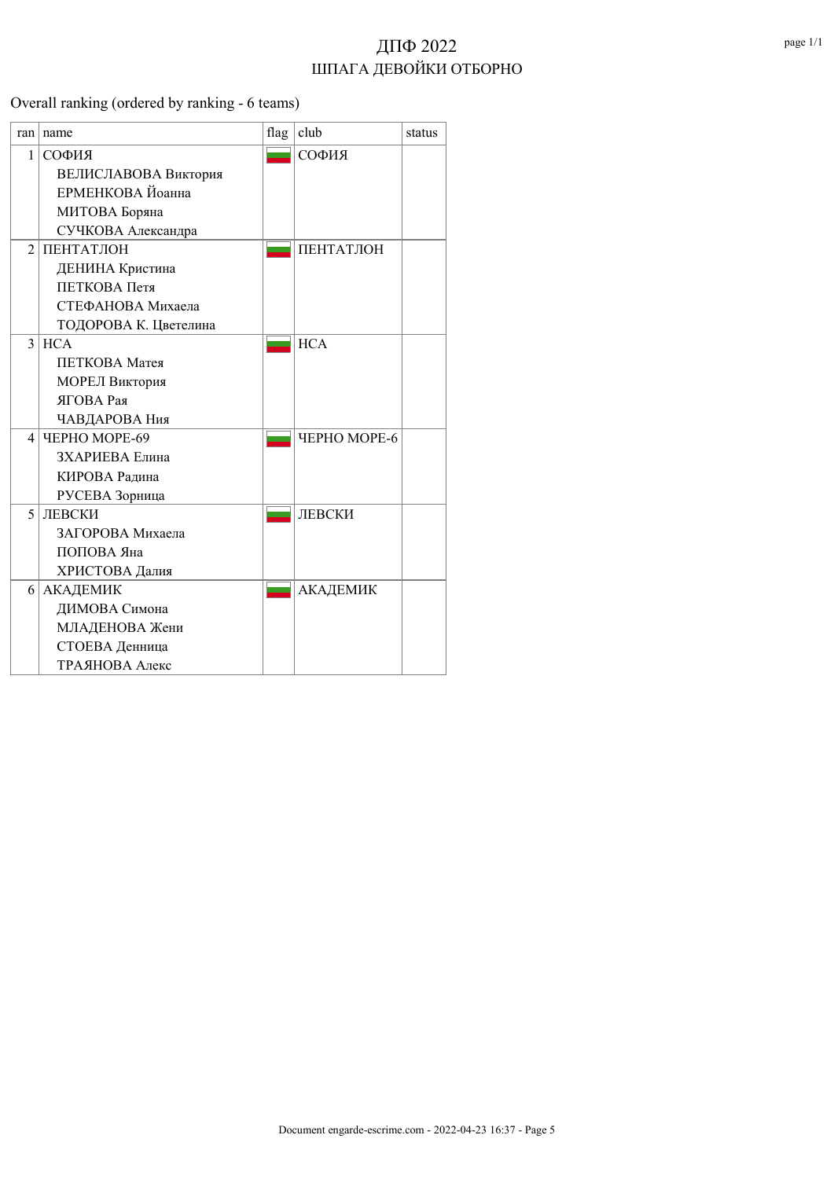# ДПФ 2022
## ШПАГА ДЕВОЙКИ ОТБОРНО

Overall ranking (ordered by ranking - 6 teams)

| ran | name | flag | club | status |
|---|---|---|---|---|
| 1 | СОФИЯ | | СОФИЯ | |
| | ВЕЛИСЛАВОВА Виктория | | | |
| | ЕРМЕНКОВА Йоанна | | | |
| | МИТОВА Боряна | | | |
| | СУЧКОВА Александра | | | |
| 2 | ПЕНТАТЛОН | | ПЕНТАТЛОН | |
| | ДЕНИНА Кристина | | | |
| | ПЕТКОВА Петя | | | |
| | СТЕФАНОВА Михаела | | | |
| | ТОДОРОВА К. Цветелина | | | |
| 3 | НСА | | НСА | |
| | ПЕТКОВА Матея | | | |
| | МОРЕЛ Виктория | | | |
| | ЯГОВА Рая | | | |
| | ЧАВДАРОВА Ния | | | |
| 4 | ЧЕРНО МОРЕ-69 | | ЧЕРНО МОРЕ-6 | |
| | ЗХАРИЕВА Елина | | | |
| | КИРОВА Радина | | | |
| | РУСЕВА Зорница | | | |
| 5 | ЛЕВСКИ | | ЛЕВСКИ | |
| | ЗАГОРОВА Михаела | | | |
| | ПОПОВА Яна | | | |
| | ХРИСТОВА Далия | | | |
| 6 | АКАДЕМИК | | АКАДЕМИК | |
| | ДИМОВА Симона | | | |
| | МЛАДЕНОВА Жени | | | |
| | СТОЕВА Денница | | | |
| | ТРАЯНОВА Алекс | | | |

Document engarde-escrime.com - 2022-04-23 16:37 - Page 5